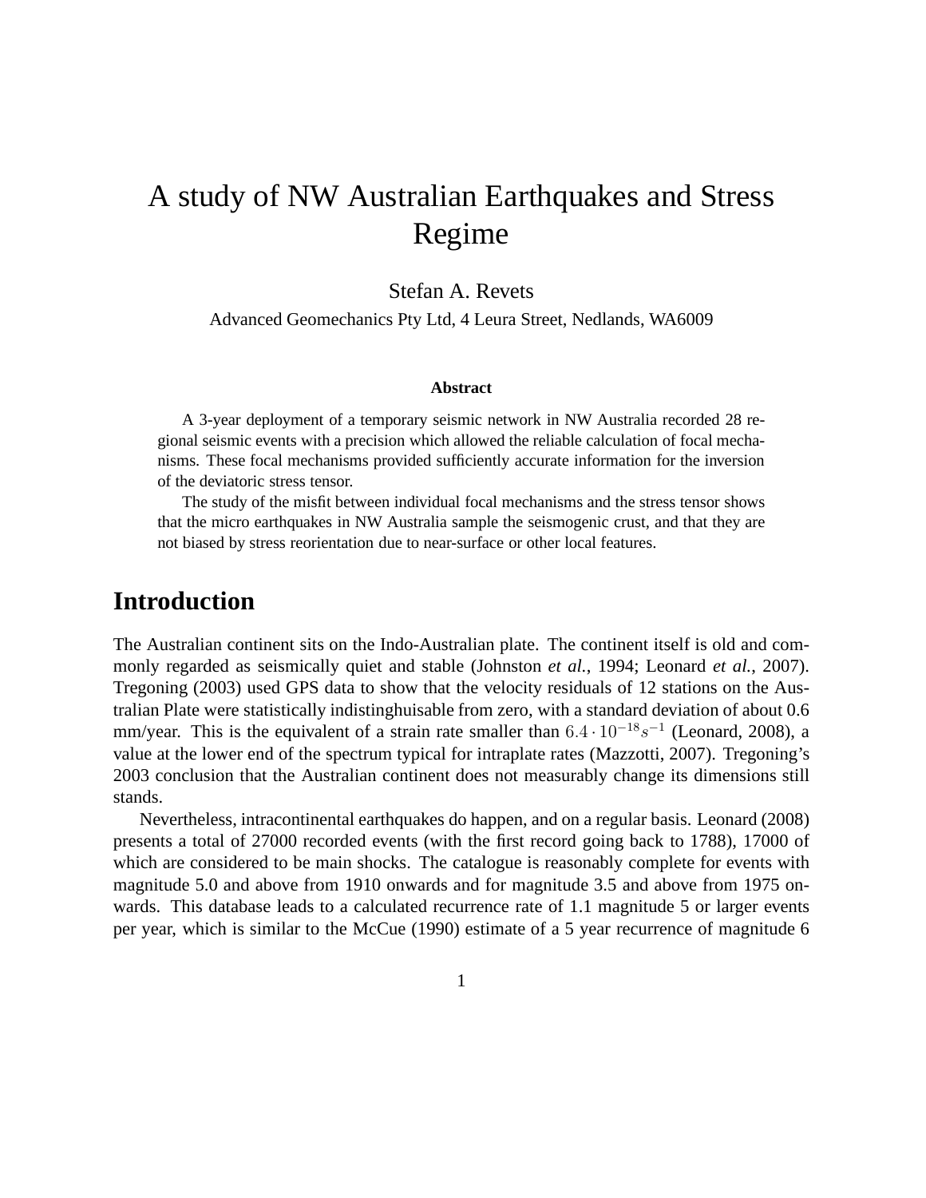# A study of NW Australian Earthquakes and Stress Regime

Stefan A. Revets

Advanced Geomechanics Pty Ltd, 4 Leura Street, Nedlands, WA6009

**Abstract**

A 3-year deployment of a temporary seismic network in NW Australia recorded 28 regional seismic events with a precision which allowed the reliable calculation of focal mechanisms. These focal mechanisms provided sufficiently accurate information for the inversion of the deviatoric stress tensor.

The study of the misfit between individual focal mechanisms and the stress tensor shows that the micro earthquakes in NW Australia sample the seismogenic crust, and that they are not biased by stress reorientation due to near-surface or other local features.

## Introduction

The Australian continent sits on the Indo-Australian plate. The continent itself is old and commonly regarded as seismically quiet and stable (Johnston *et al.*, 1994; Leonard *et al.*, 2007). Tregoning (2003) used GPS data to show that the velocity residuals of 12 stations on the Australian Plate were statistically indistinghuisable from zero, with a standard deviation of about 0.6 mm/year. This is the equivalent of a strain rate smaller than $6.4 \cdot 10^{-18} s^{-1}$ (Leonard, 2008), a value at the lower end of the spectrum typical for intraplate rates (Mazzotti, 2007). Tregoning's 2003 conclusion that the Australian continent does not measurably change its dimensions still stands.

Nevertheless, intracontinental earthquakes do happen, and on a regular basis. Leonard (2008) presents a total of 27000 recorded events (with the first record going back to 1788), 17000 of which are considered to be main shocks. The catalogue is reasonably complete for events with magnitude 5.0 and above from 1910 onwards and for magnitude 3.5 and above from 1975 onwards. This database leads to a calculated recurrence rate of 1.1 magnitude 5 or larger events per year, which is similar to the McCue (1990) estimate of a 5 year recurrence of magnitude 6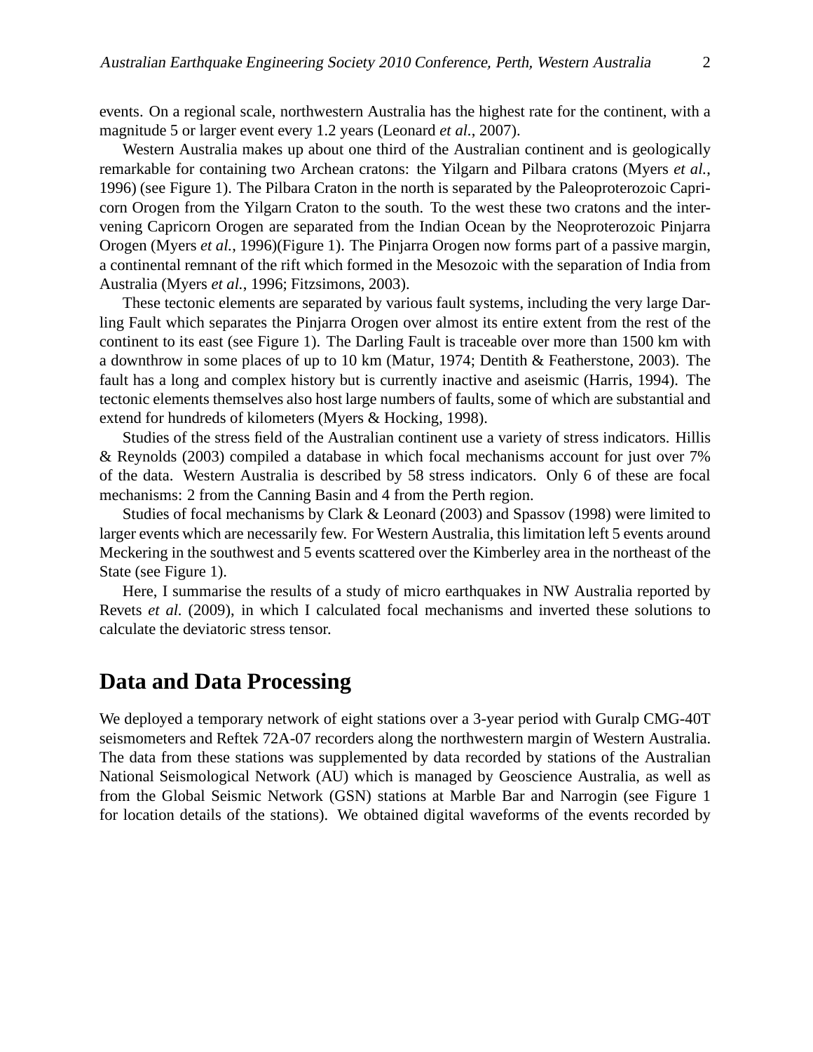events. On a regional scale, northwestern Australia has the highest rate for the continent, with a magnitude 5 or larger event every 1.2 years (Leonard *et al.*, 2007).

Western Australia makes up about one third of the Australian continent and is geologically remarkable for containing two Archean cratons: the Yilgarn and Pilbara cratons (Myers *et al.*, 1996) (see Figure 1). The Pilbara Craton in the north is separated by the Paleoproterozoic Capricorn Orogen from the Yilgarn Craton to the south. To the west these two cratons and the intervening Capricorn Orogen are separated from the Indian Ocean by the Neoproterozoic Pinjarra Orogen (Myers *et al.*, 1996)(Figure 1). The Pinjarra Orogen now forms part of a passive margin, a continental remnant of the rift which formed in the Mesozoic with the separation of India from Australia (Myers *et al.*, 1996; Fitzsimons, 2003).

These tectonic elements are separated by various fault systems, including the very large Darling Fault which separates the Pinjarra Orogen over almost its entire extent from the rest of the continent to its east (see Figure 1). The Darling Fault is traceable over more than 1500 km with a downthrow in some places of up to 10 km (Matur, 1974; Dentith & Featherstone, 2003). The fault has a long and complex history but is currently inactive and aseismic (Harris, 1994). The tectonic elements themselves also host large numbers of faults, some of which are substantial and extend for hundreds of kilometers (Myers & Hocking, 1998).

Studies of the stress field of the Australian continent use a variety of stress indicators. Hillis & Reynolds (2003) compiled a database in which focal mechanisms account for just over 7% of the data. Western Australia is described by 58 stress indicators. Only 6 of these are focal mechanisms: 2 from the Canning Basin and 4 from the Perth region.

Studies of focal mechanisms by Clark & Leonard (2003) and Spassov (1998) were limited to larger events which are necessarily few. For Western Australia, this limitation left 5 events around Meckering in the southwest and 5 events scattered over the Kimberley area in the northeast of the State (see Figure 1).

Here, I summarise the results of a study of micro earthquakes in NW Australia reported by Revets *et al.* (2009), in which I calculated focal mechanisms and inverted these solutions to calculate the deviatoric stress tensor.

## Data and Data Processing

We deployed a temporary network of eight stations over a 3-year period with Guralp CMG-40T seismometers and Reftek 72A-07 recorders along the northwestern margin of Western Australia. The data from these stations was supplemented by data recorded by stations of the Australian National Seismological Network (AU) which is managed by Geoscience Australia, as well as from the Global Seismic Network (GSN) stations at Marble Bar and Narrogin (see Figure 1 for location details of the stations). We obtained digital waveforms of the events recorded by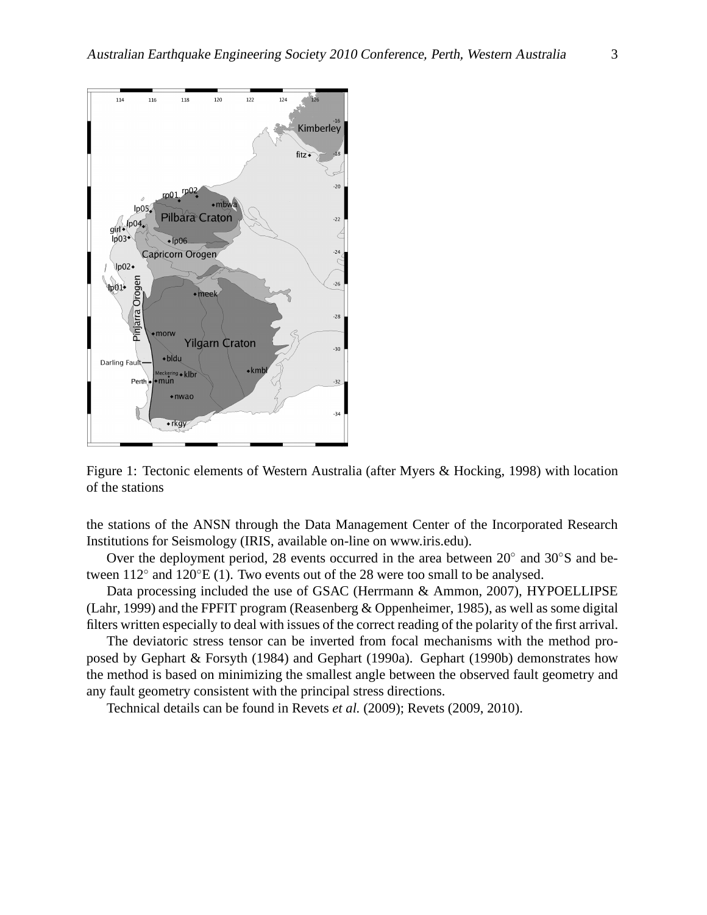Figure 1: Tectonic elements of Western Australia (after Myers & Hocking, 1998) with location of the stations

the stations of the ANSN through the Data Management Center of the Incorporated Research Institutions for Seismology (IRIS, available on-line on www.iris.edu).

Over the deployment period, 28 events occurred in the area between 20° and 30°S and between 112° and 120°E (1). Two events out of the 28 were too small to be analysed.

Data processing included the use of GSAC (Herrmann & Ammon, 2007), HYPOELLIPSE (Lahr, 1999) and the FPFIT program (Reasenberg & Oppenheimer, 1985), as well as some digital filters written especially to deal with issues of the correct reading of the polarity of the first arrival.

The deviatoric stress tensor can be inverted from focal mechanisms with the method proposed by Gephart & Forsyth (1984) and Gephart (1990a). Gephart (1990b) demonstrates how the method is based on minimizing the smallest angle between the observed fault geometry and any fault geometry consistent with the principal stress directions.

Technical details can be found in Revets *et al.* (2009); Revets (2009, 2010).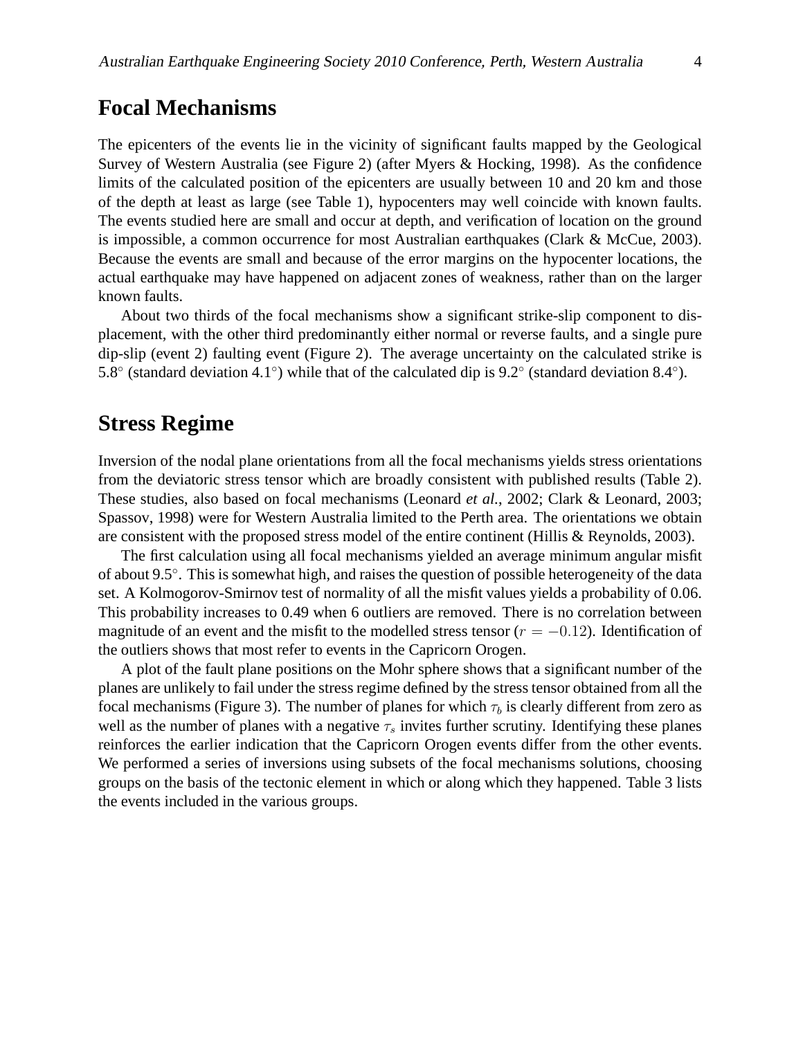## Focal Mechanisms

The epicenters of the events lie in the vicinity of significant faults mapped by the Geological Survey of Western Australia (see Figure 2) (after Myers & Hocking, 1998). As the confidence limits of the calculated position of the epicenters are usually between 10 and 20 km and those of the depth at least as large (see Table 1), hypocenters may well coincide with known faults. The events studied here are small and occur at depth, and verification of location on the ground is impossible, a common occurrence for most Australian earthquakes (Clark & McCue, 2003). Because the events are small and because of the error margins on the hypocenter locations, the actual earthquake may have happened on adjacent zones of weakness, rather than on the larger known faults.

About two thirds of the focal mechanisms show a significant strike-slip component to displacement, with the other third predominantly either normal or reverse faults, and a single pure dip-slip (event 2) faulting event (Figure 2). The average uncertainty on the calculated strike is 5.8° (standard deviation 4.1°) while that of the calculated dip is 9.2° (standard deviation 8.4°).

## Stress Regime

Inversion of the nodal plane orientations from all the focal mechanisms yields stress orientations from the deviatoric stress tensor which are broadly consistent with published results (Table 2). These studies, also based on focal mechanisms (Leonard *et al.*, 2002; Clark & Leonard, 2003; Spassov, 1998) were for Western Australia limited to the Perth area. The orientations we obtain are consistent with the proposed stress model of the entire continent (Hillis & Reynolds, 2003).

The first calculation using all focal mechanisms yielded an average minimum angular misfit of about 9.5°. This is somewhat high, and raises the question of possible heterogeneity of the data set. A Kolmogorov-Smirnov test of normality of all the misfit values yields a probability of 0.06. This probability increases to 0.49 when 6 outliers are removed. There is no correlation between magnitude of an event and the misfit to the modelled stress tensor ($r = -0.12$). Identification of the outliers shows that most refer to events in the Capricorn Orogen.

A plot of the fault plane positions on the Mohr sphere shows that a significant number of the planes are unlikely to fail under the stress regime defined by the stress tensor obtained from all the focal mechanisms (Figure 3). The number of planes for which $\tau_b$ is clearly different from zero as well as the number of planes with a negative $\tau_s$ invites further scrutiny. Identifying these planes reinforces the earlier indication that the Capricorn Orogen events differ from the other events. We performed a series of inversions using subsets of the focal mechanisms solutions, choosing groups on the basis of the tectonic element in which or along which they happened. Table 3 lists the events included in the various groups.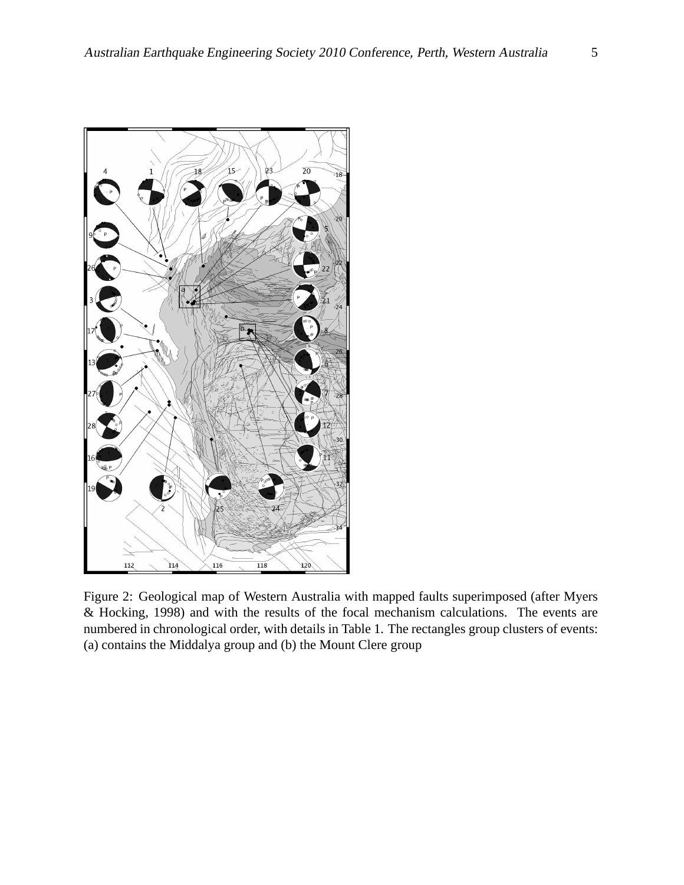Figure 2: Geological map of Western Australia with mapped faults superimposed (after Myers & Hocking, 1998) and with the results of the focal mechanism calculations. The events are numbered in chronological order, with details in Table 1. The rectangles group clusters of events: (a) contains the Middalya group and (b) the Mount Clere group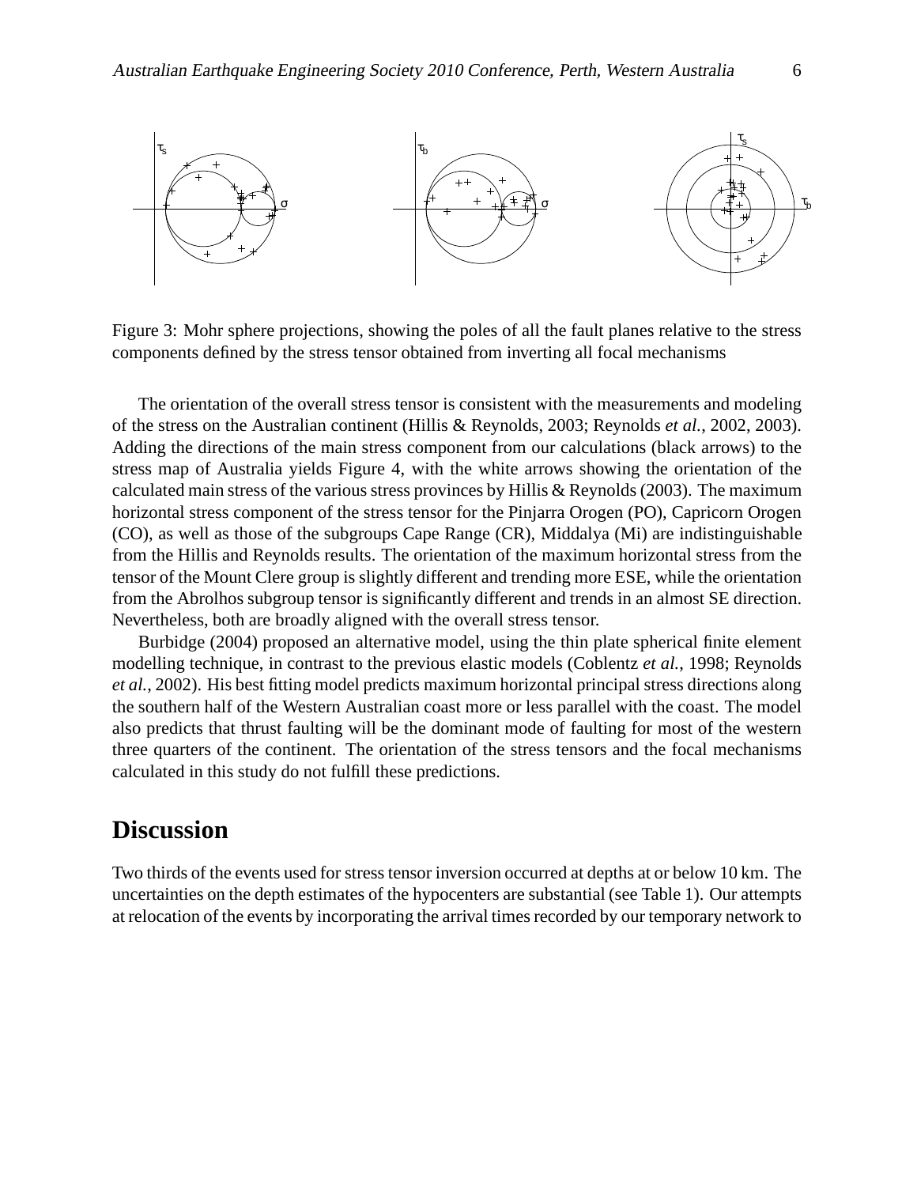Figure 3: Mohr sphere projections, showing the poles of all the fault planes relative to the stress components defined by the stress tensor obtained from inverting all focal mechanisms

The orientation of the overall stress tensor is consistent with the measurements and modeling of the stress on the Australian continent (Hillis & Reynolds, 2003; Reynolds *et al.*, 2002, 2003). Adding the directions of the main stress component from our calculations (black arrows) to the stress map of Australia yields Figure 4, with the white arrows showing the orientation of the calculated main stress of the various stress provinces by Hillis & Reynolds (2003). The maximum horizontal stress component of the stress tensor for the Pinjarra Orogen (PO), Capricorn Orogen (CO), as well as those of the subgroups Cape Range (CR), Middalya (Mi) are indistinguishable from the Hillis and Reynolds results. The orientation of the maximum horizontal stress from the tensor of the Mount Clere group is slightly different and trending more ESE, while the orientation from the Abrolhos subgroup tensor is significantly different and trends in an almost SE direction. Nevertheless, both are broadly aligned with the overall stress tensor.

Burbidge (2004) proposed an alternative model, using the thin plate spherical finite element modelling technique, in contrast to the previous elastic models (Coblentz *et al.*, 1998; Reynolds *et al.*, 2002). His best fitting model predicts maximum horizontal principal stress directions along the southern half of the Western Australian coast more or less parallel with the coast. The model also predicts that thrust faulting will be the dominant mode of faulting for most of the western three quarters of the continent. The orientation of the stress tensors and the focal mechanisms calculated in this study do not fulfill these predictions.

## Discussion

Two thirds of the events used for stress tensor inversion occurred at depths at or below 10 km. The uncertainties on the depth estimates of the hypocenters are substantial (see Table 1). Our attempts at relocation of the events by incorporating the arrival times recorded by our temporary network to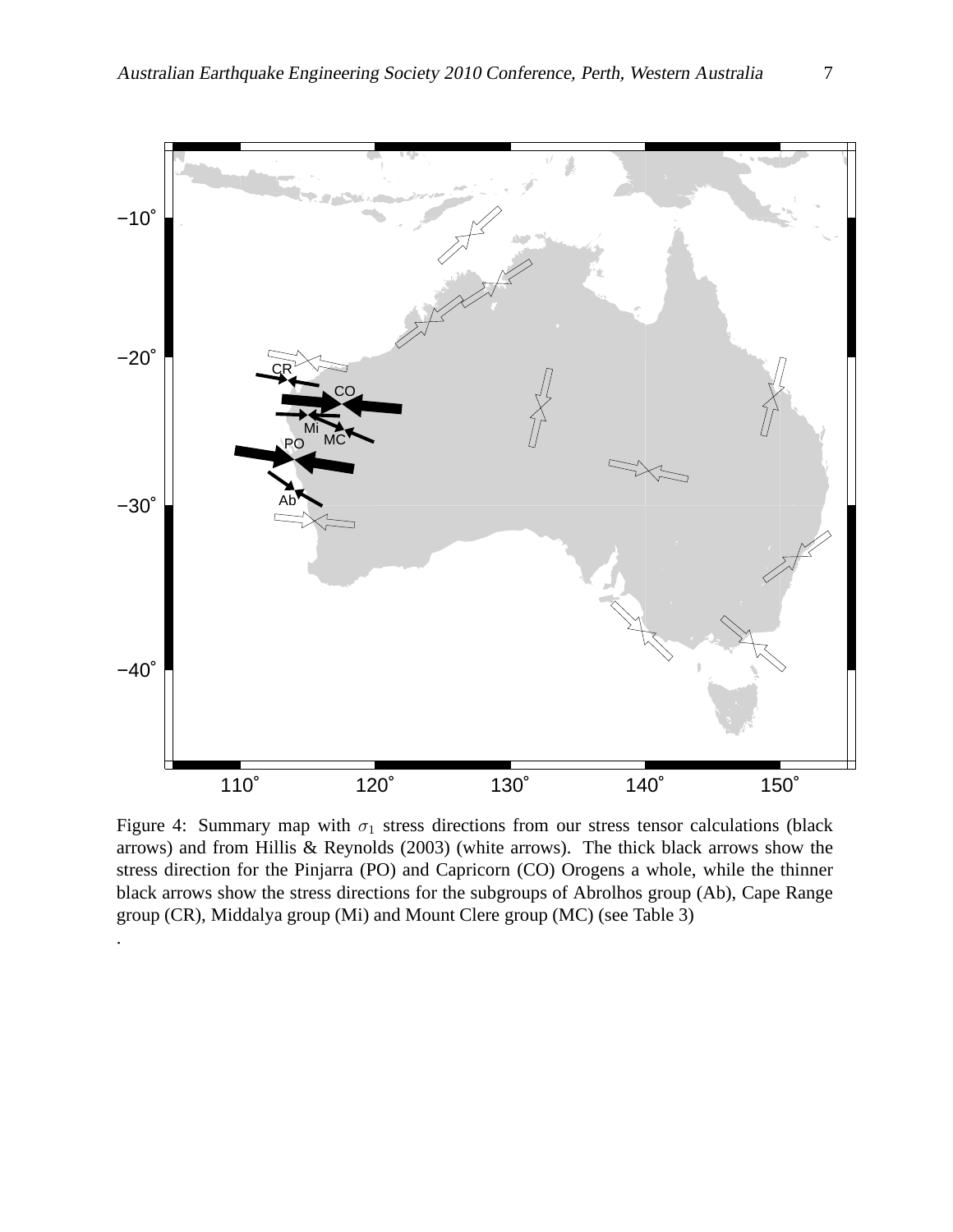Figure 4: Summary map with $\sigma_1$ stress directions from our stress tensor calculations (black arrows) and from Hillis & Reynolds (2003) (white arrows). The thick black arrows show the stress direction for the Pinjarra (PO) and Capricorn (CO) Orogens a whole, while the thinner black arrows show the stress directions for the subgroups of Abrolhos group (Ab), Cape Range group (CR), Middalya group (Mi) and Mount Clere group (MC) (see Table 3)
.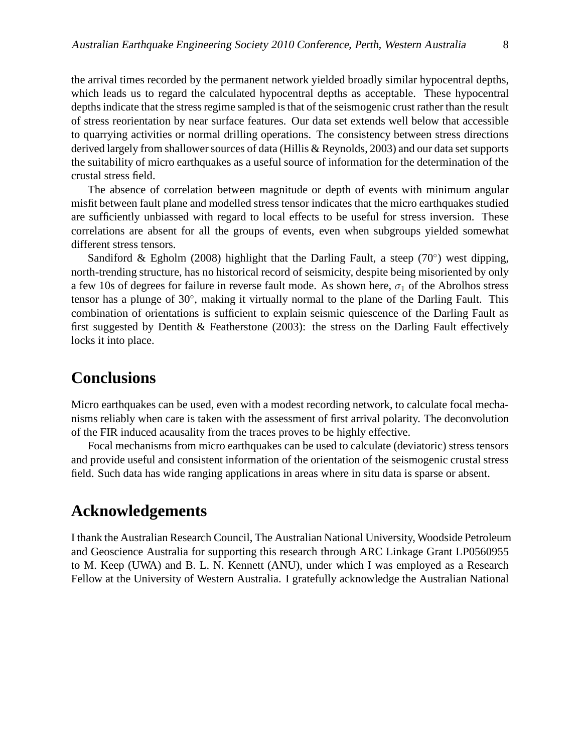the arrival times recorded by the permanent network yielded broadly similar hypocentral depths, which leads us to regard the calculated hypocentral depths as acceptable. These hypocentral depths indicate that the stress regime sampled is that of the seismogenic crust rather than the result of stress reorientation by near surface features. Our data set extends well below that accessible to quarrying activities or normal drilling operations. The consistency between stress directions derived largely from shallower sources of data (Hillis & Reynolds, 2003) and our data set supports the suitability of micro earthquakes as a useful source of information for the determination of the crustal stress field.

The absence of correlation between magnitude or depth of events with minimum angular misfit between fault plane and modelled stress tensor indicates that the micro earthquakes studied are sufficiently unbiassed with regard to local effects to be useful for stress inversion. These correlations are absent for all the groups of events, even when subgroups yielded somewhat different stress tensors.

Sandiford & Egholm (2008) highlight that the Darling Fault, a steep (70°) west dipping, north-trending structure, has no historical record of seismicity, despite being misoriented by only a few 10s of degrees for failure in reverse fault mode. As shown here, $\sigma_1$ of the Abrolhos stress tensor has a plunge of 30°, making it virtually normal to the plane of the Darling Fault. This combination of orientations is sufficient to explain seismic quiescence of the Darling Fault as first suggested by Dentith & Featherstone (2003): the stress on the Darling Fault effectively locks it into place.

## Conclusions

Micro earthquakes can be used, even with a modest recording network, to calculate focal mechanisms reliably when care is taken with the assessment of first arrival polarity. The deconvolution of the FIR induced acausality from the traces proves to be highly effective.

Focal mechanisms from micro earthquakes can be used to calculate (deviatoric) stress tensors and provide useful and consistent information of the orientation of the seismogenic crustal stress field. Such data has wide ranging applications in areas where in situ data is sparse or absent.

## Acknowledgements

I thank the Australian Research Council, The Australian National University, Woodside Petroleum and Geoscience Australia for supporting this research through ARC Linkage Grant LP0560955 to M. Keep (UWA) and B. L. N. Kennett (ANU), under which I was employed as a Research Fellow at the University of Western Australia. I gratefully acknowledge the Australian National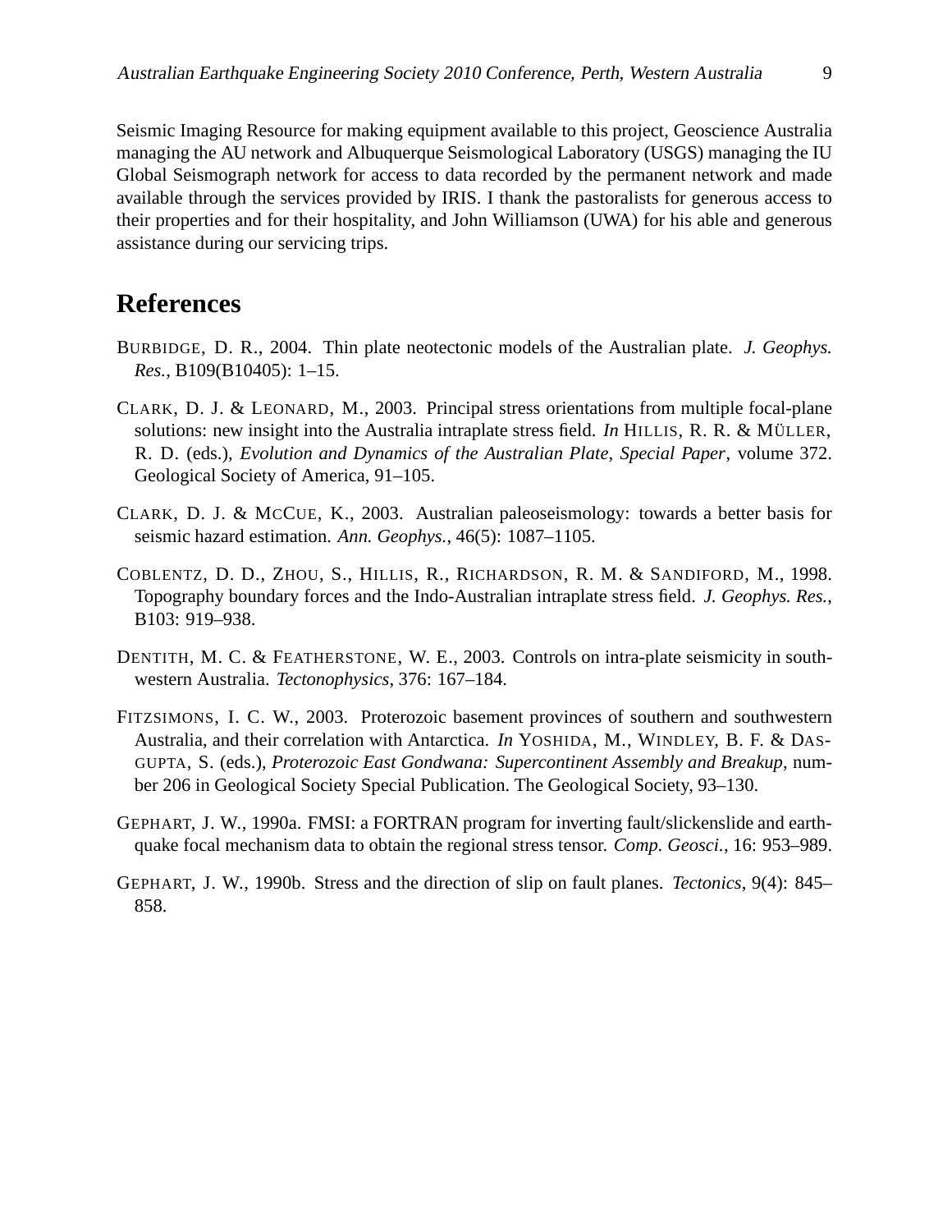Seismic Imaging Resource for making equipment available to this project, Geoscience Australia managing the AU network and Albuquerque Seismological Laboratory (USGS) managing the IU Global Seismograph network for access to data recorded by the permanent network and made available through the services provided by IRIS. I thank the pastoralists for generous access to their properties and for their hospitality, and John Williamson (UWA) for his able and generous assistance during our servicing trips.

# References

BURBIDGE, D. R., 2004. Thin plate neotectonic models of the Australian plate. *J. Geophys. Res.*, B109(B10405): 1–15.

CLARK, D. J. & LEONARD, M., 2003. Principal stress orientations from multiple focal-plane solutions: new insight into the Australia intraplate stress field. *In* HILLIS, R. R. & MÜLLER, R. D. (eds.), *Evolution and Dynamics of the Australian Plate, Special Paper*, volume 372. Geological Society of America, 91–105.

CLARK, D. J. & MCCUE, K., 2003. Australian paleoseismology: towards a better basis for seismic hazard estimation. *Ann. Geophys.*, 46(5): 1087–1105.

COBLENTZ, D. D., ZHOU, S., HILLIS, R., RICHARDSON, R. M. & SANDIFORD, M., 1998. Topography boundary forces and the Indo-Australian intraplate stress field. *J. Geophys. Res.*, B103: 919–938.

DENTITH, M. C. & FEATHERSTONE, W. E., 2003. Controls on intra-plate seismicity in southwestern Australia. *Tectonophysics*, 376: 167–184.

FITZSIMONS, I. C. W., 2003. Proterozoic basement provinces of southern and southwestern Australia, and their correlation with Antarctica. *In* YOSHIDA, M., WINDLEY, B. F. & DASGUPTA, S. (eds.), *Proterozoic East Gondwana: Supercontinent Assembly and Breakup*, number 206 in Geological Society Special Publication. The Geological Society, 93–130.

GEPHART, J. W., 1990a. FMSI: a FORTRAN program for inverting fault/slickenslide and earthquake focal mechanism data to obtain the regional stress tensor. *Comp. Geosci.*, 16: 953–989.

GEPHART, J. W., 1990b. Stress and the direction of slip on fault planes. *Tectonics*, 9(4): 845–858.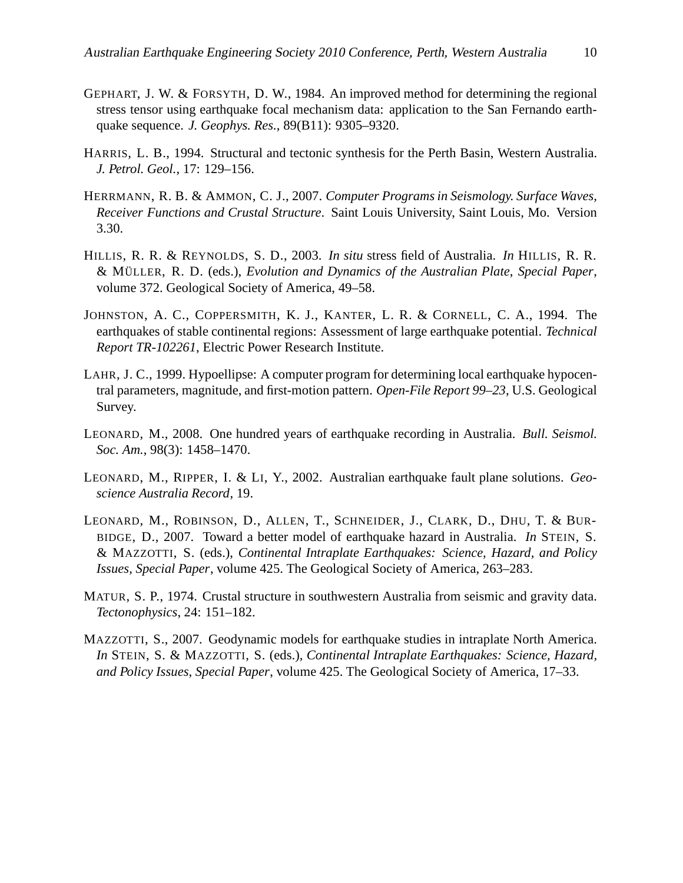GEPHART, J. W. & FORSYTH, D. W., 1984. An improved method for determining the regional stress tensor using earthquake focal mechanism data: application to the San Fernando earthquake sequence. *J. Geophys. Res.*, 89(B11): 9305–9320.

HARRIS, L. B., 1994. Structural and tectonic synthesis for the Perth Basin, Western Australia. *J. Petrol. Geol.*, 17: 129–156.

HERRMANN, R. B. & AMMON, C. J., 2007. *Computer Programs in Seismology. Surface Waves, Receiver Functions and Crustal Structure*. Saint Louis University, Saint Louis, Mo. Version 3.30.

HILLIS, R. R. & REYNOLDS, S. D., 2003. *In situ* stress field of Australia. *In* HILLIS, R. R. & MÜLLER, R. D. (eds.), *Evolution and Dynamics of the Australian Plate*, *Special Paper*, volume 372. Geological Society of America, 49–58.

JOHNSTON, A. C., COPPERSMITH, K. J., KANTER, L. R. & CORNELL, C. A., 1994. The earthquakes of stable continental regions: Assessment of large earthquake potential. *Technical Report TR-102261*, Electric Power Research Institute.

LAHR, J. C., 1999. Hypoellipse: A computer program for determining local earthquake hypocentral parameters, magnitude, and first-motion pattern. *Open-File Report 99–23*, U.S. Geological Survey.

LEONARD, M., 2008. One hundred years of earthquake recording in Australia. *Bull. Seismol. Soc. Am.*, 98(3): 1458–1470.

LEONARD, M., RIPPER, I. & LI, Y., 2002. Australian earthquake fault plane solutions. *Geoscience Australia Record*, 19.

LEONARD, M., ROBINSON, D., ALLEN, T., SCHNEIDER, J., CLARK, D., DHU, T. & BURBIDGE, D., 2007. Toward a better model of earthquake hazard in Australia. *In* STEIN, S. & MAZZOTTI, S. (eds.), *Continental Intraplate Earthquakes: Science, Hazard, and Policy Issues*, *Special Paper*, volume 425. The Geological Society of America, 263–283.

MATUR, S. P., 1974. Crustal structure in southwestern Australia from seismic and gravity data. *Tectonophysics*, 24: 151–182.

MAZZOTTI, S., 2007. Geodynamic models for earthquake studies in intraplate North America. *In* STEIN, S. & MAZZOTTI, S. (eds.), *Continental Intraplate Earthquakes: Science, Hazard, and Policy Issues*, *Special Paper*, volume 425. The Geological Society of America, 17–33.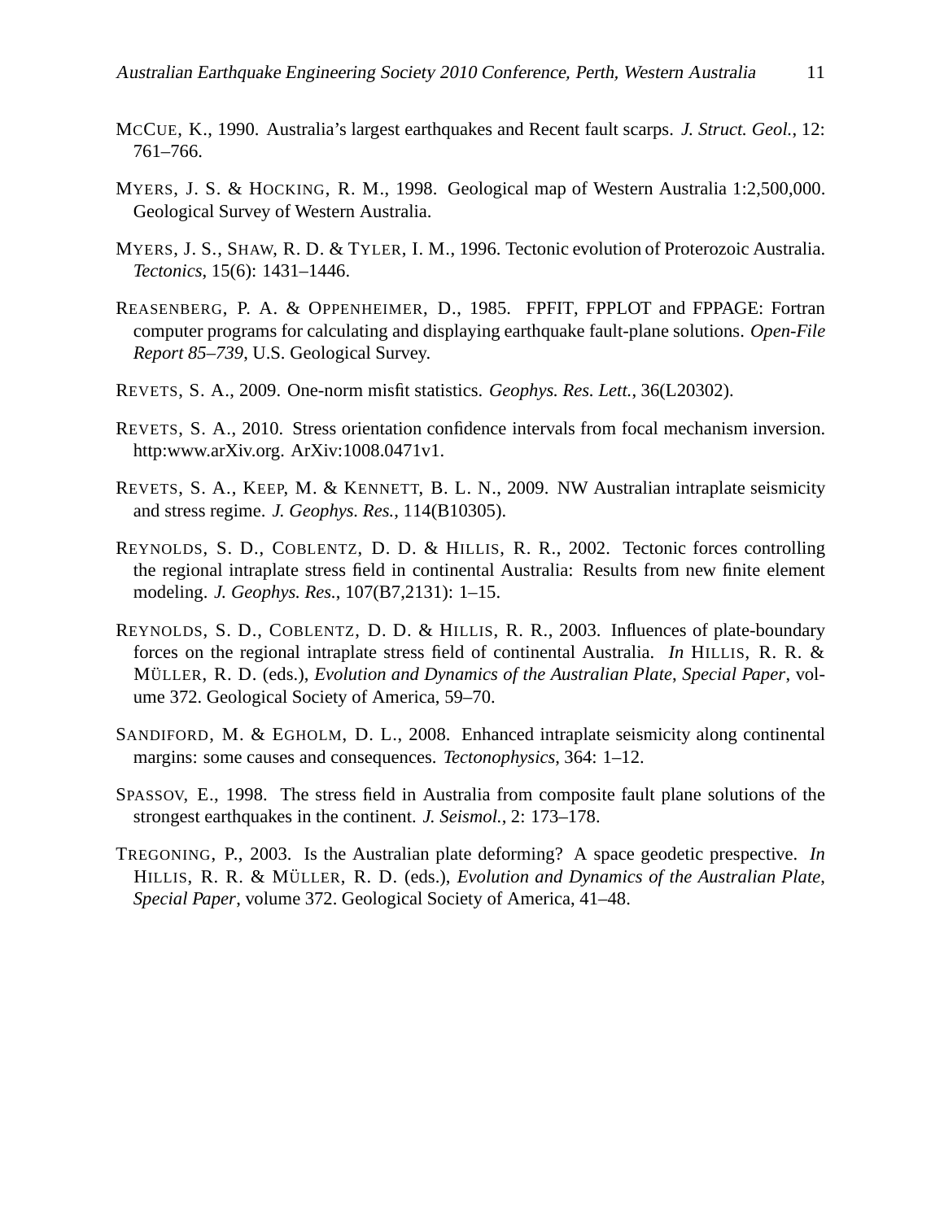McCue, K., 1990. Australia's largest earthquakes and Recent fault scarps. *J. Struct. Geol.*, 12: 761–766.

Myers, J. S. & Hocking, R. M., 1998. Geological map of Western Australia 1:2,500,000. Geological Survey of Western Australia.

Myers, J. S., Shaw, R. D. & Tyler, I. M., 1996. Tectonic evolution of Proterozoic Australia. *Tectonics*, 15(6): 1431–1446.

Reasenberg, P. A. & Oppenheimer, D., 1985. FPFIT, FPPLOT and FPPAGE: Fortran computer programs for calculating and displaying earthquake fault-plane solutions. *Open-File Report 85–739*, U.S. Geological Survey.

Revets, S. A., 2009. One-norm misfit statistics. *Geophys. Res. Lett.*, 36(L20302).

Revets, S. A., 2010. Stress orientation confidence intervals from focal mechanism inversion. http:www.arXiv.org. ArXiv:1008.0471v1.

Revets, S. A., Keep, M. & Kennett, B. L. N., 2009. NW Australian intraplate seismicity and stress regime. *J. Geophys. Res.*, 114(B10305).

Reynolds, S. D., Coblentz, D. D. & Hillis, R. R., 2002. Tectonic forces controlling the regional intraplate stress field in continental Australia: Results from new finite element modeling. *J. Geophys. Res.*, 107(B7,2131): 1–15.

Reynolds, S. D., Coblentz, D. D. & Hillis, R. R., 2003. Influences of plate-boundary forces on the regional intraplate stress field of continental Australia. *In* Hillis, R. R. & Müller, R. D. (eds.), *Evolution and Dynamics of the Australian Plate*, *Special Paper*, volume 372. Geological Society of America, 59–70.

Sandiford, M. & Egholm, D. L., 2008. Enhanced intraplate seismicity along continental margins: some causes and consequences. *Tectonophysics*, 364: 1–12.

Spassov, E., 1998. The stress field in Australia from composite fault plane solutions of the strongest earthquakes in the continent. *J. Seismol.*, 2: 173–178.

Tregoning, P., 2003. Is the Australian plate deforming? A space geodetic prespective. *In* Hillis, R. R. & Müller, R. D. (eds.), *Evolution and Dynamics of the Australian Plate*, *Special Paper*, volume 372. Geological Society of America, 41–48.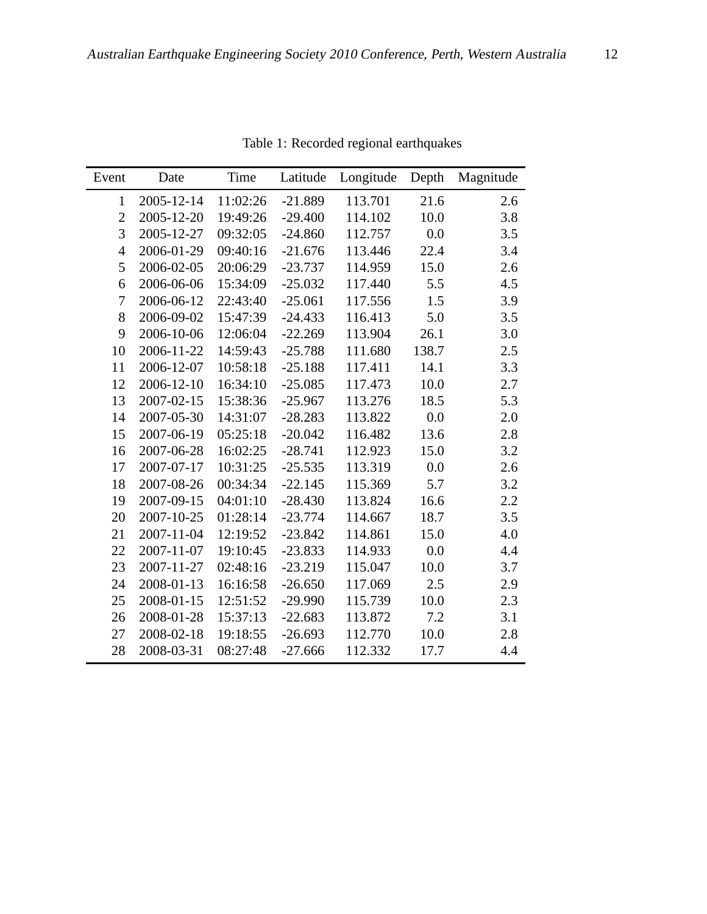Table 1: Recorded regional earthquakes

| Event | Date | Time | Latitude | Longitude | Depth | Magnitude |
|---|---|---|---|---|---|---|
| 1 | 2005-12-14 | 11:02:26 | -21.889 | 113.701 | 21.6 | 2.6 |
| 2 | 2005-12-20 | 19:49:26 | -29.400 | 114.102 | 10.0 | 3.8 |
| 3 | 2005-12-27 | 09:32:05 | -24.860 | 112.757 | 0.0 | 3.5 |
| 4 | 2006-01-29 | 09:40:16 | -21.676 | 113.446 | 22.4 | 3.4 |
| 5 | 2006-02-05 | 20:06:29 | -23.737 | 114.959 | 15.0 | 2.6 |
| 6 | 2006-06-06 | 15:34:09 | -25.032 | 117.440 | 5.5 | 4.5 |
| 7 | 2006-06-12 | 22:43:40 | -25.061 | 117.556 | 1.5 | 3.9 |
| 8 | 2006-09-02 | 15:47:39 | -24.433 | 116.413 | 5.0 | 3.5 |
| 9 | 2006-10-06 | 12:06:04 | -22.269 | 113.904 | 26.1 | 3.0 |
| 10 | 2006-11-22 | 14:59:43 | -25.788 | 111.680 | 138.7 | 2.5 |
| 11 | 2006-12-07 | 10:58:18 | -25.188 | 117.411 | 14.1 | 3.3 |
| 12 | 2006-12-10 | 16:34:10 | -25.085 | 117.473 | 10.0 | 2.7 |
| 13 | 2007-02-15 | 15:38:36 | -25.967 | 113.276 | 18.5 | 5.3 |
| 14 | 2007-05-30 | 14:31:07 | -28.283 | 113.822 | 0.0 | 2.0 |
| 15 | 2007-06-19 | 05:25:18 | -20.042 | 116.482 | 13.6 | 2.8 |
| 16 | 2007-06-28 | 16:02:25 | -28.741 | 112.923 | 15.0 | 3.2 |
| 17 | 2007-07-17 | 10:31:25 | -25.535 | 113.319 | 0.0 | 2.6 |
| 18 | 2007-08-26 | 00:34:34 | -22.145 | 115.369 | 5.7 | 3.2 |
| 19 | 2007-09-15 | 04:01:10 | -28.430 | 113.824 | 16.6 | 2.2 |
| 20 | 2007-10-25 | 01:28:14 | -23.774 | 114.667 | 18.7 | 3.5 |
| 21 | 2007-11-04 | 12:19:52 | -23.842 | 114.861 | 15.0 | 4.0 |
| 22 | 2007-11-07 | 19:10:45 | -23.833 | 114.933 | 0.0 | 4.4 |
| 23 | 2007-11-27 | 02:48:16 | -23.219 | 115.047 | 10.0 | 3.7 |
| 24 | 2008-01-13 | 16:16:58 | -26.650 | 117.069 | 2.5 | 2.9 |
| 25 | 2008-01-15 | 12:51:52 | -29.990 | 115.739 | 10.0 | 2.3 |
| 26 | 2008-01-28 | 15:37:13 | -22.683 | 113.872 | 7.2 | 3.1 |
| 27 | 2008-02-18 | 19:18:55 | -26.693 | 112.770 | 10.0 | 2.8 |
| 28 | 2008-03-31 | 08:27:48 | -27.666 | 112.332 | 17.7 | 4.4 |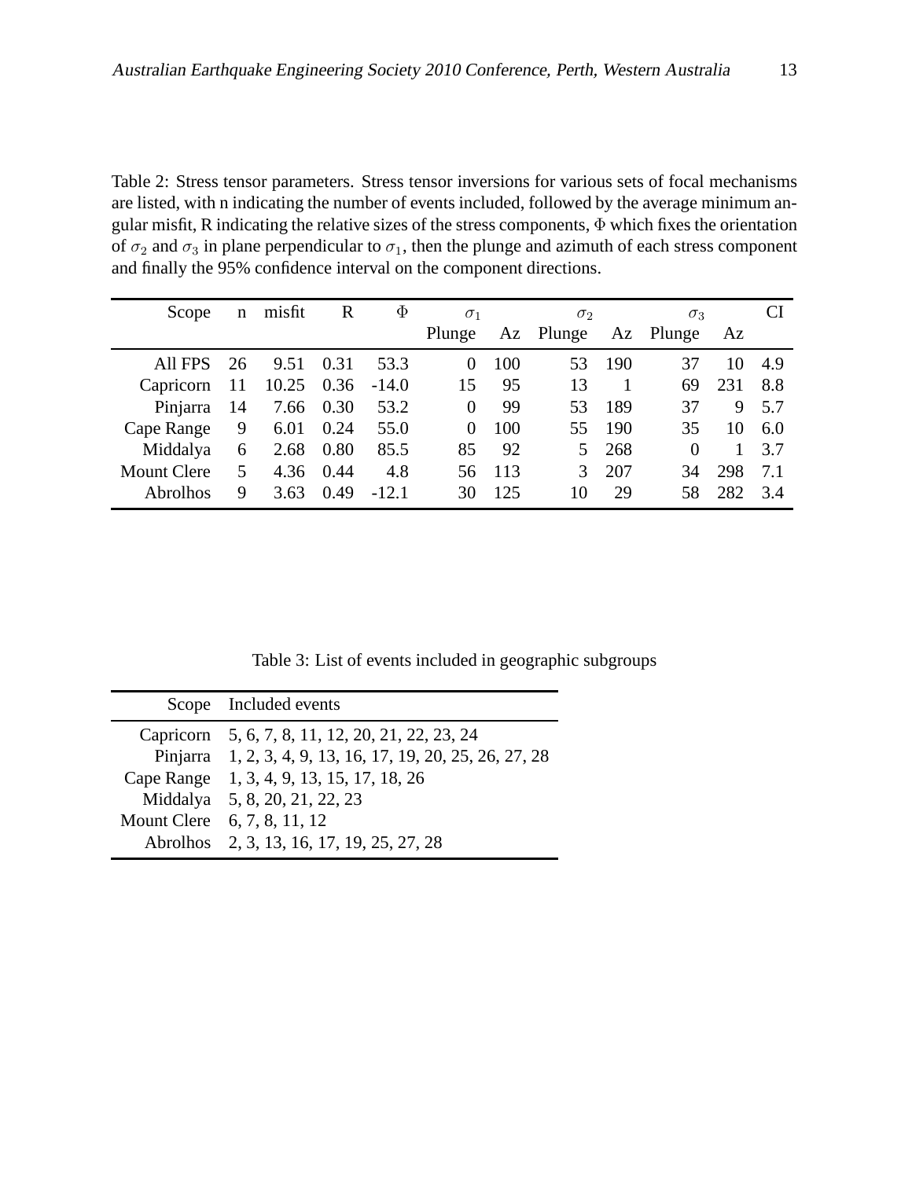Table 2: Stress tensor parameters. Stress tensor inversions for various sets of focal mechanisms are listed, with n indicating the number of events included, followed by the average minimum angular misfit, R indicating the relative sizes of the stress components, $\Phi$ which fixes the orientation of $\sigma_2$ and $\sigma_3$ in plane perpendicular to $\sigma_1$, then the plunge and azimuth of each stress component and finally the 95% confidence interval on the component directions.

| Scope | n | misfit | R | $\Phi$ | $\sigma_1$ | | $\sigma_2$ | | $\sigma_3$ | | CI |
|---|---|---|---|---|---|---|---|---|---|---|---|
| | | | | | Plunge | Az | Plunge | Az | Plunge | Az | |
| All FPS | 26 | 9.51 | 0.31 | 53.3 | 0 | 100 | 53 | 190 | 37 | 10 | 4.9 |
| Capricorn | 11 | 10.25 | 0.36 | -14.0 | 15 | 95 | 13 | 1 | 69 | 231 | 8.8 |
| Pinjarra | 14 | 7.66 | 0.30 | 53.2 | 0 | 99 | 53 | 189 | 37 | 9 | 5.7 |
| Cape Range | 9 | 6.01 | 0.24 | 55.0 | 0 | 100 | 55 | 190 | 35 | 10 | 6.0 |
| Middalya | 6 | 2.68 | 0.80 | 85.5 | 85 | 92 | 5 | 268 | 0 | 1 | 3.7 |
| Mount Clere | 5 | 4.36 | 0.44 | 4.8 | 56 | 113 | 3 | 207 | 34 | 298 | 7.1 |
| Abrolhos | 9 | 3.63 | 0.49 | -12.1 | 30 | 125 | 10 | 29 | 58 | 282 | 3.4 |

Table 3: List of events included in geographic subgroups

| Scope | Included events |
|---|---|
| Capricorn | 5, 6, 7, 8, 11, 12, 20, 21, 22, 23, 24 |
| Pinjarra | 1, 2, 3, 4, 9, 13, 16, 17, 19, 20, 25, 26, 27, 28 |
| Cape Range | 1, 3, 4, 9, 13, 15, 17, 18, 26 |
| Middalya | 5, 8, 20, 21, 22, 23 |
| Mount Clere | 6, 7, 8, 11, 12 |
| Abrolhos | 2, 3, 13, 16, 17, 19, 25, 27, 28 |